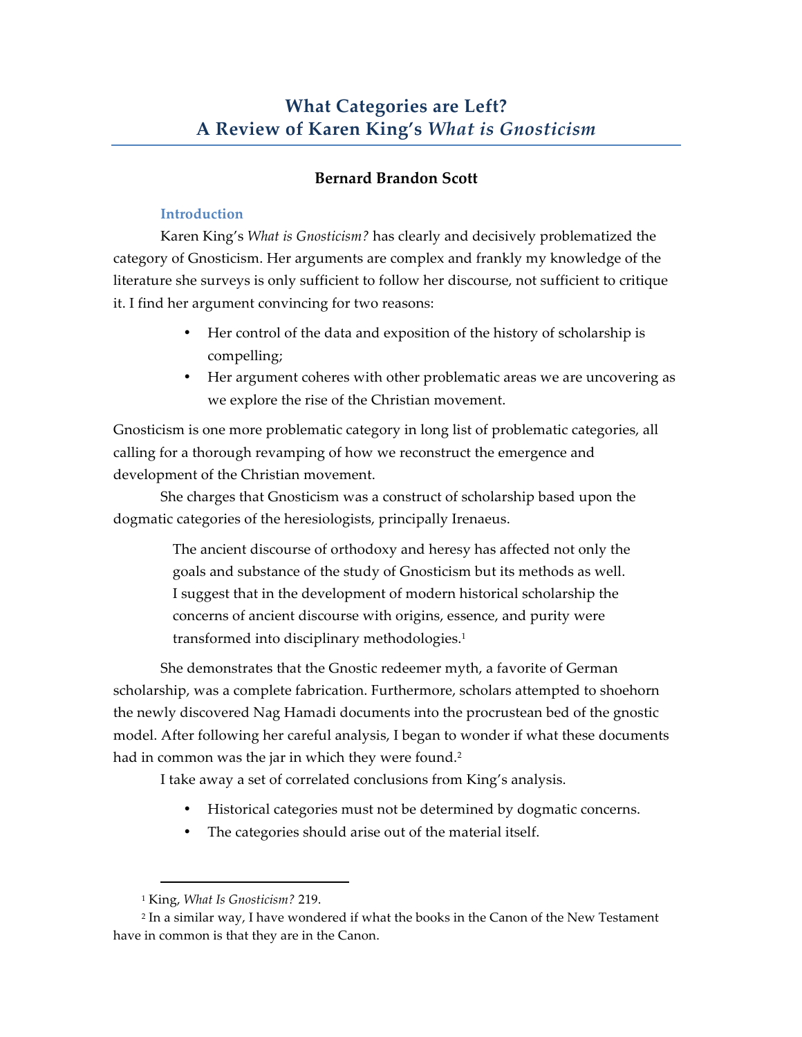# What Categories are Left?
# A Review of Karen King's *What is Gnosticism*

**Bernard Brandon Scott**

## Introduction

Karen King's *What is Gnosticism?* has clearly and decisively problematized the category of Gnosticism. Her arguments are complex and frankly my knowledge of the literature she surveys is only sufficient to follow her discourse, not sufficient to critique it. I find her argument convincing for two reasons:

- Her control of the data and exposition of the history of scholarship is compelling;
- Her argument coheres with other problematic areas we are uncovering as we explore the rise of the Christian movement.

Gnosticism is one more problematic category in long list of problematic categories, all calling for a thorough revamping of how we reconstruct the emergence and development of the Christian movement.

She charges that Gnosticism was a construct of scholarship based upon the dogmatic categories of the heresiologists, principally Irenaeus.

> The ancient discourse of orthodoxy and heresy has affected not only the goals and substance of the study of Gnosticism but its methods as well. I suggest that in the development of modern historical scholarship the concerns of ancient discourse with origins, essence, and purity were transformed into disciplinary methodologies.[1]

She demonstrates that the Gnostic redeemer myth, a favorite of German scholarship, was a complete fabrication. Furthermore, scholars attempted to shoehorn the newly discovered Nag Hamadi documents into the procrustean bed of the gnostic model. After following her careful analysis, I began to wonder if what these documents had in common was the jar in which they were found.[2]

I take away a set of correlated conclusions from King's analysis.

- Historical categories must not be determined by dogmatic concerns.
- The categories should arise out of the material itself.

---

[1] King, *What Is Gnosticism?* 219.

[2] In a similar way, I have wondered if what the books in the Canon of the New Testament have in common is that they are in the Canon.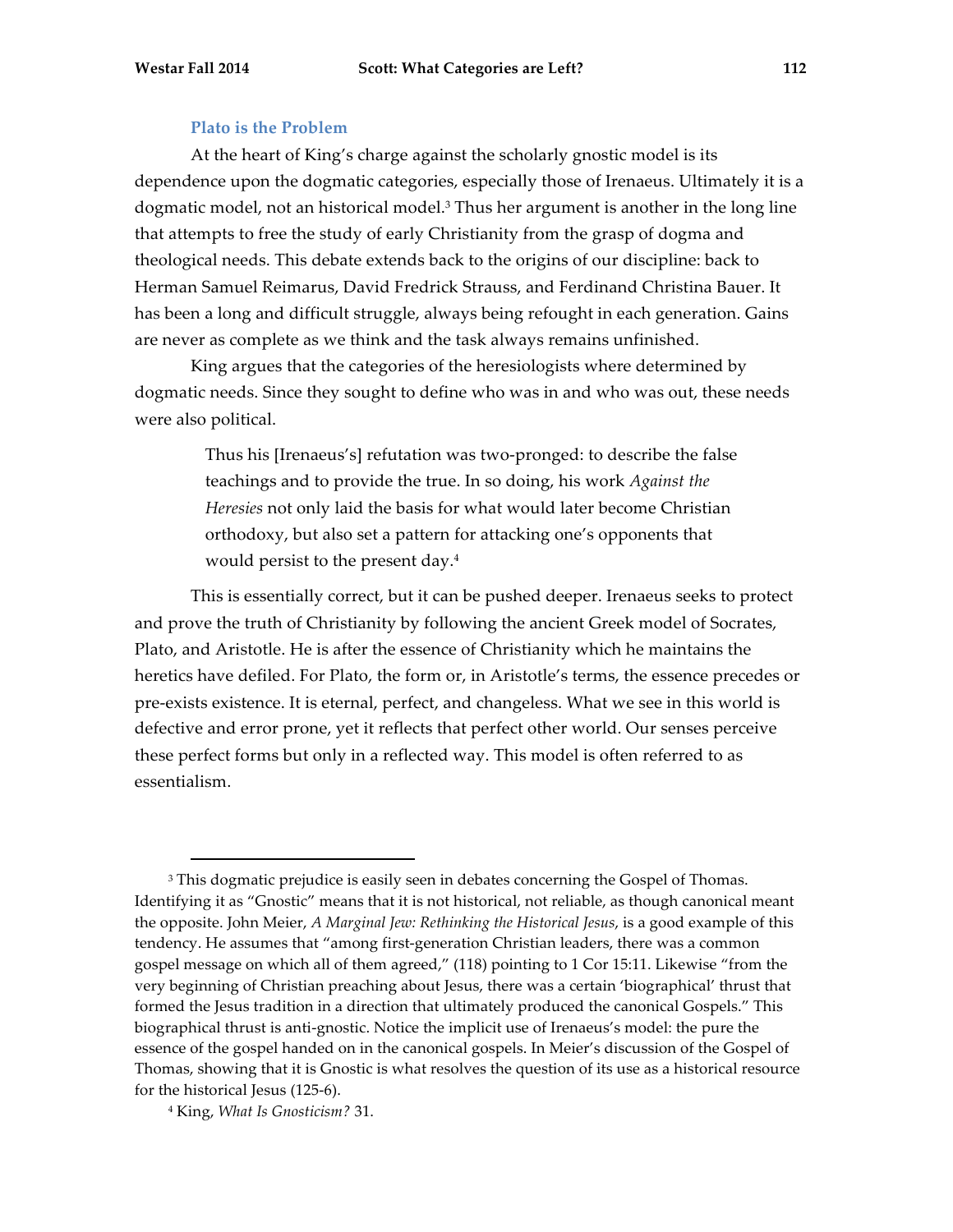### Plato is the Problem

At the heart of King's charge against the scholarly gnostic model is its dependence upon the dogmatic categories, especially those of Irenaeus. Ultimately it is a dogmatic model, not an historical model.[3] Thus her argument is another in the long line that attempts to free the study of early Christianity from the grasp of dogma and theological needs. This debate extends back to the origins of our discipline: back to Herman Samuel Reimarus, David Fredrick Strauss, and Ferdinand Christina Bauer. It has been a long and difficult struggle, always being refought in each generation. Gains are never as complete as we think and the task always remains unfinished.

King argues that the categories of the heresiologists where determined by dogmatic needs. Since they sought to define who was in and who was out, these needs were also political.

> Thus his [Irenaeus's] refutation was two-pronged: to describe the false teachings and to provide the true. In so doing, his work *Against the Heresies* not only laid the basis for what would later become Christian orthodoxy, but also set a pattern for attacking one's opponents that would persist to the present day.[4]

This is essentially correct, but it can be pushed deeper. Irenaeus seeks to protect and prove the truth of Christianity by following the ancient Greek model of Socrates, Plato, and Aristotle. He is after the essence of Christianity which he maintains the heretics have defiled. For Plato, the form or, in Aristotle's terms, the essence precedes or pre-exists existence. It is eternal, perfect, and changeless. What we see in this world is defective and error prone, yet it reflects that perfect other world. Our senses perceive these perfect forms but only in a reflected way. This model is often referred to as essentialism.

---

[3] This dogmatic prejudice is easily seen in debates concerning the Gospel of Thomas. Identifying it as "Gnostic" means that it is not historical, not reliable, as though canonical meant the opposite. John Meier, *A Marginal Jew: Rethinking the Historical Jesus*, is a good example of this tendency. He assumes that "among first-generation Christian leaders, there was a common gospel message on which all of them agreed," (118) pointing to 1 Cor 15:11. Likewise "from the very beginning of Christian preaching about Jesus, there was a certain 'biographical' thrust that formed the Jesus tradition in a direction that ultimately produced the canonical Gospels." This biographical thrust is anti-gnostic. Notice the implicit use of Irenaeus's model: the pure the essence of the gospel handed on in the canonical gospels. In Meier's discussion of the Gospel of Thomas, showing that it is Gnostic is what resolves the question of its use as a historical resource for the historical Jesus (125-6).

[4] King, *What Is Gnosticism?* 31.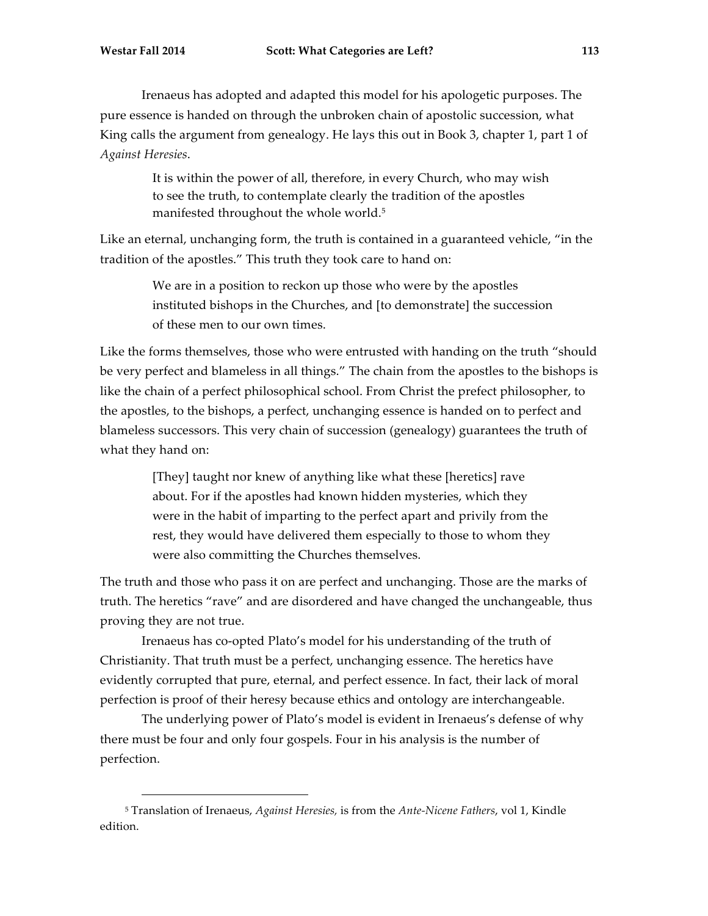Irenaeus has adopted and adapted this model for his apologetic purposes. The pure essence is handed on through the unbroken chain of apostolic succession, what King calls the argument from genealogy. He lays this out in Book 3, chapter 1, part 1 of *Against Heresies*.

> It is within the power of all, therefore, in every Church, who may wish to see the truth, to contemplate clearly the tradition of the apostles manifested throughout the whole world.[5]

Like an eternal, unchanging form, the truth is contained in a guaranteed vehicle, "in the tradition of the apostles." This truth they took care to hand on:

> We are in a position to reckon up those who were by the apostles instituted bishops in the Churches, and [to demonstrate] the succession of these men to our own times.

Like the forms themselves, those who were entrusted with handing on the truth "should be very perfect and blameless in all things." The chain from the apostles to the bishops is like the chain of a perfect philosophical school. From Christ the prefect philosopher, to the apostles, to the bishops, a perfect, unchanging essence is handed on to perfect and blameless successors. This very chain of succession (genealogy) guarantees the truth of what they hand on:

> [They] taught nor knew of anything like what these [heretics] rave about. For if the apostles had known hidden mysteries, which they were in the habit of imparting to the perfect apart and privily from the rest, they would have delivered them especially to those to whom they were also committing the Churches themselves.

The truth and those who pass it on are perfect and unchanging. Those are the marks of truth. The heretics "rave" and are disordered and have changed the unchangeable, thus proving they are not true.

Irenaeus has co-opted Plato's model for his understanding of the truth of Christianity. That truth must be a perfect, unchanging essence. The heretics have evidently corrupted that pure, eternal, and perfect essence. In fact, their lack of moral perfection is proof of their heresy because ethics and ontology are interchangeable.

The underlying power of Plato's model is evident in Irenaeus's defense of why there must be four and only four gospels. Four in his analysis is the number of perfection.

---

[5] Translation of Irenaeus, *Against Heresies*, is from the *Ante-Nicene Fathers*, vol 1, Kindle edition.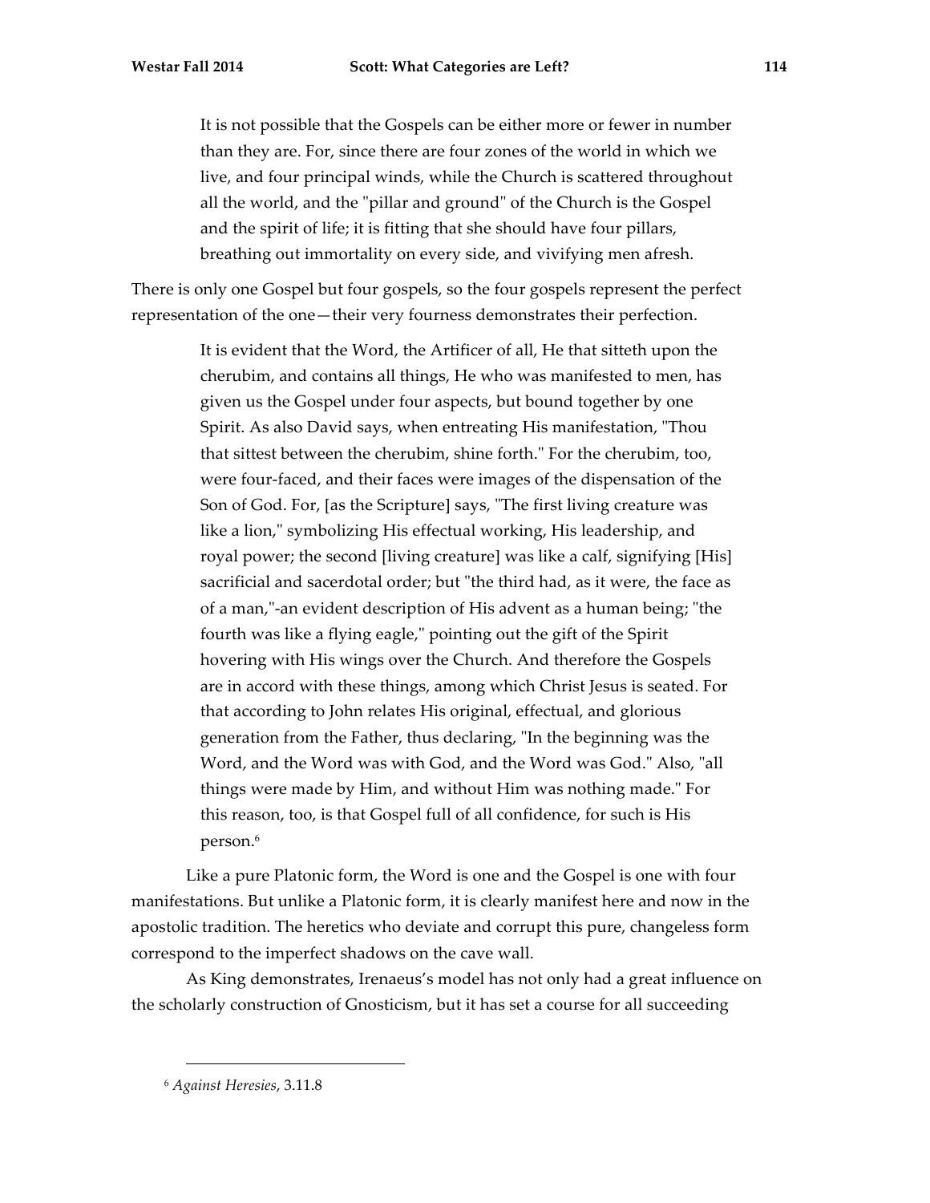> It is not possible that the Gospels can be either more or fewer in number than they are. For, since there are four zones of the world in which we live, and four principal winds, while the Church is scattered throughout all the world, and the "pillar and ground" of the Church is the Gospel and the spirit of life; it is fitting that she should have four pillars, breathing out immortality on every side, and vivifying men afresh.

There is only one Gospel but four gospels, so the four gospels represent the perfect representation of the one—their very fourness demonstrates their perfection.

> It is evident that the Word, the Artificer of all, He that sitteth upon the cherubim, and contains all things, He who was manifested to men, has given us the Gospel under four aspects, but bound together by one Spirit. As also David says, when entreating His manifestation, "Thou that sittest between the cherubim, shine forth." For the cherubim, too, were four-faced, and their faces were images of the dispensation of the Son of God. For, [as the Scripture] says, "The first living creature was like a lion," symbolizing His effectual working, His leadership, and royal power; the second [living creature] was like a calf, signifying [His] sacrificial and sacerdotal order; but "the third had, as it were, the face as of a man,"-an evident description of His advent as a human being; "the fourth was like a flying eagle," pointing out the gift of the Spirit hovering with His wings over the Church. And therefore the Gospels are in accord with these things, among which Christ Jesus is seated. For that according to John relates His original, effectual, and glorious generation from the Father, thus declaring, "In the beginning was the Word, and the Word was with God, and the Word was God." Also, "all things were made by Him, and without Him was nothing made." For this reason, too, is that Gospel full of all confidence, for such is His person.[6]

Like a pure Platonic form, the Word is one and the Gospel is one with four manifestations. But unlike a Platonic form, it is clearly manifest here and now in the apostolic tradition. The heretics who deviate and corrupt this pure, changeless form correspond to the imperfect shadows on the cave wall.

As King demonstrates, Irenaeus's model has not only had a great influence on the scholarly construction of Gnosticism, but it has set a course for all succeeding

[6] *Against Heresies*, 3.11.8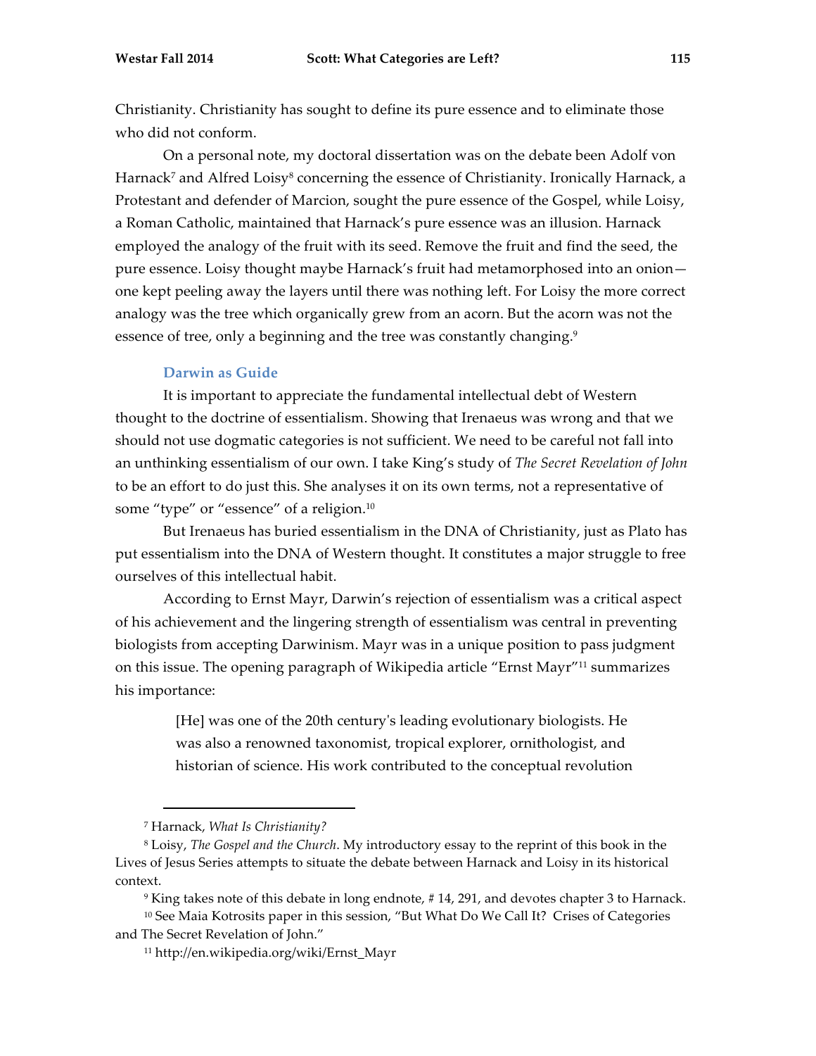Christianity. Christianity has sought to define its pure essence and to eliminate those who did not conform.

On a personal note, my doctoral dissertation was on the debate been Adolf von Harnack[7] and Alfred Loisy[8] concerning the essence of Christianity. Ironically Harnack, a Protestant and defender of Marcion, sought the pure essence of the Gospel, while Loisy, a Roman Catholic, maintained that Harnack's pure essence was an illusion. Harnack employed the analogy of the fruit with its seed. Remove the fruit and find the seed, the pure essence. Loisy thought maybe Harnack's fruit had metamorphosed into an onion—one kept peeling away the layers until there was nothing left. For Loisy the more correct analogy was the tree which organically grew from an acorn. But the acorn was not the essence of tree, only a beginning and the tree was constantly changing.[9]

### Darwin as Guide

It is important to appreciate the fundamental intellectual debt of Western thought to the doctrine of essentialism. Showing that Irenaeus was wrong and that we should not use dogmatic categories is not sufficient. We need to be careful not fall into an unthinking essentialism of our own. I take King's study of *The Secret Revelation of John* to be an effort to do just this. She analyses it on its own terms, not a representative of some "type" or "essence" of a religion.[10]

But Irenaeus has buried essentialism in the DNA of Christianity, just as Plato has put essentialism into the DNA of Western thought. It constitutes a major struggle to free ourselves of this intellectual habit.

According to Ernst Mayr, Darwin's rejection of essentialism was a critical aspect of his achievement and the lingering strength of essentialism was central in preventing biologists from accepting Darwinism. Mayr was in a unique position to pass judgment on this issue. The opening paragraph of Wikipedia article "Ernst Mayr"[11] summarizes his importance:

> [He] was one of the 20th century's leading evolutionary biologists. He was also a renowned taxonomist, tropical explorer, ornithologist, and historian of science. His work contributed to the conceptual revolution

---

[7] Harnack, *What Is Christianity?*

[8] Loisy, *The Gospel and the Church*. My introductory essay to the reprint of this book in the Lives of Jesus Series attempts to situate the debate between Harnack and Loisy in its historical context.

[9] King takes note of this debate in long endnote, # 14, 291, and devotes chapter 3 to Harnack.

[10] See Maia Kotrosits paper in this session, "But What Do We Call It? Crises of Categories and The Secret Revelation of John."

[11] http://en.wikipedia.org/wiki/Ernst_Mayr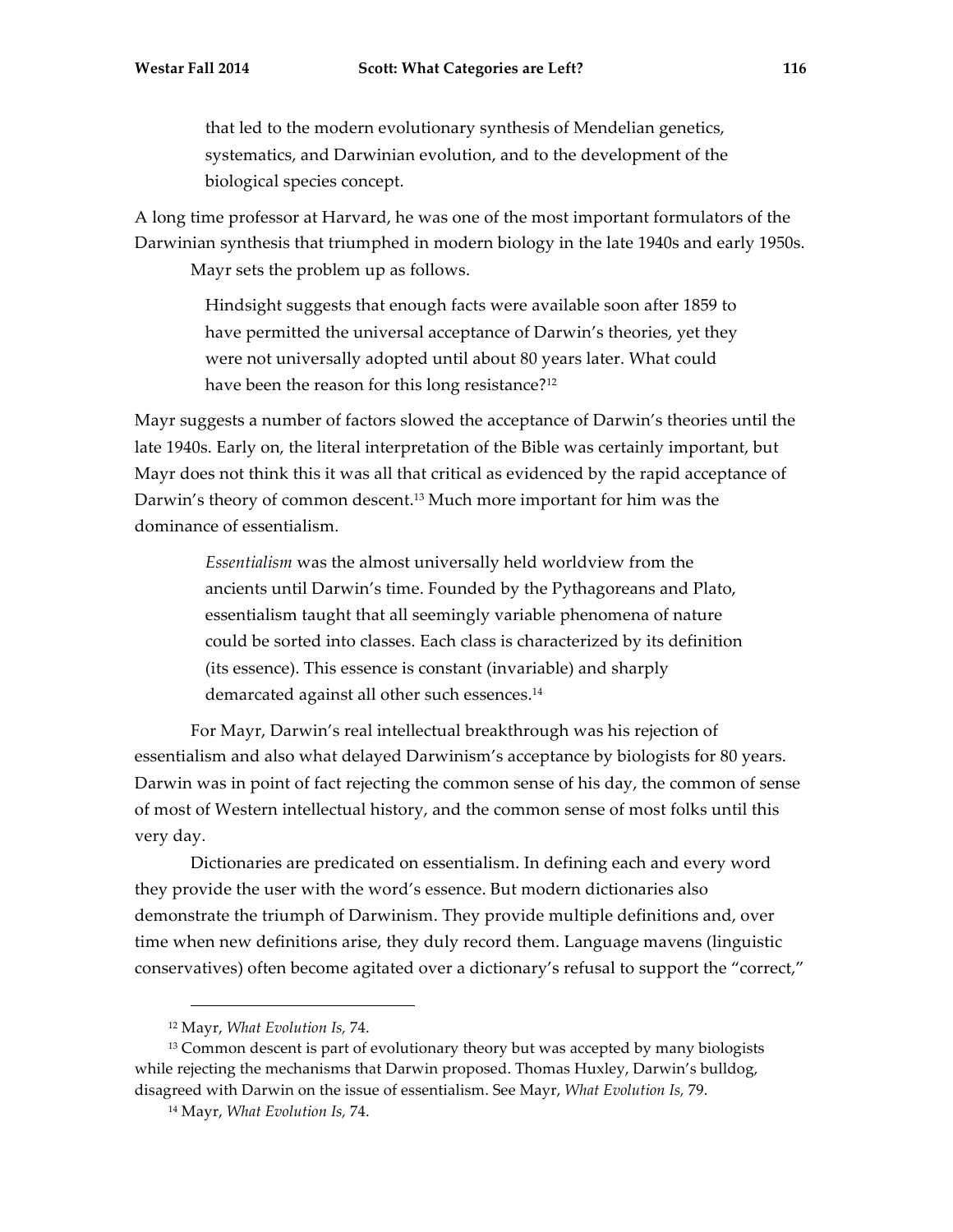> that led to the modern evolutionary synthesis of Mendelian genetics, systematics, and Darwinian evolution, and to the development of the biological species concept.

A long time professor at Harvard, he was one of the most important formulators of the Darwinian synthesis that triumphed in modern biology in the late 1940s and early 1950s.

Mayr sets the problem up as follows.

> Hindsight suggests that enough facts were available soon after 1859 to have permitted the universal acceptance of Darwin's theories, yet they were not universally adopted until about 80 years later. What could have been the reason for this long resistance?[12]

Mayr suggests a number of factors slowed the acceptance of Darwin's theories until the late 1940s. Early on, the literal interpretation of the Bible was certainly important, but Mayr does not think this it was all that critical as evidenced by the rapid acceptance of Darwin's theory of common descent.[13] Much more important for him was the dominance of essentialism.

> *Essentialism* was the almost universally held worldview from the ancients until Darwin's time. Founded by the Pythagoreans and Plato, essentialism taught that all seemingly variable phenomena of nature could be sorted into classes. Each class is characterized by its definition (its essence). This essence is constant (invariable) and sharply demarcated against all other such essences.[14]

For Mayr, Darwin's real intellectual breakthrough was his rejection of essentialism and also what delayed Darwinism's acceptance by biologists for 80 years. Darwin was in point of fact rejecting the common sense of his day, the common of sense of most of Western intellectual history, and the common sense of most folks until this very day.

Dictionaries are predicated on essentialism. In defining each and every word they provide the user with the word's essence. But modern dictionaries also demonstrate the triumph of Darwinism. They provide multiple definitions and, over time when new definitions arise, they duly record them. Language mavens (linguistic conservatives) often become agitated over a dictionary's refusal to support the "correct,"

---

[12] Mayr, *What Evolution Is,* 74.

[13] Common descent is part of evolutionary theory but was accepted by many biologists while rejecting the mechanisms that Darwin proposed. Thomas Huxley, Darwin's bulldog, disagreed with Darwin on the issue of essentialism. See Mayr, *What Evolution Is,* 79.

[14] Mayr, *What Evolution Is,* 74.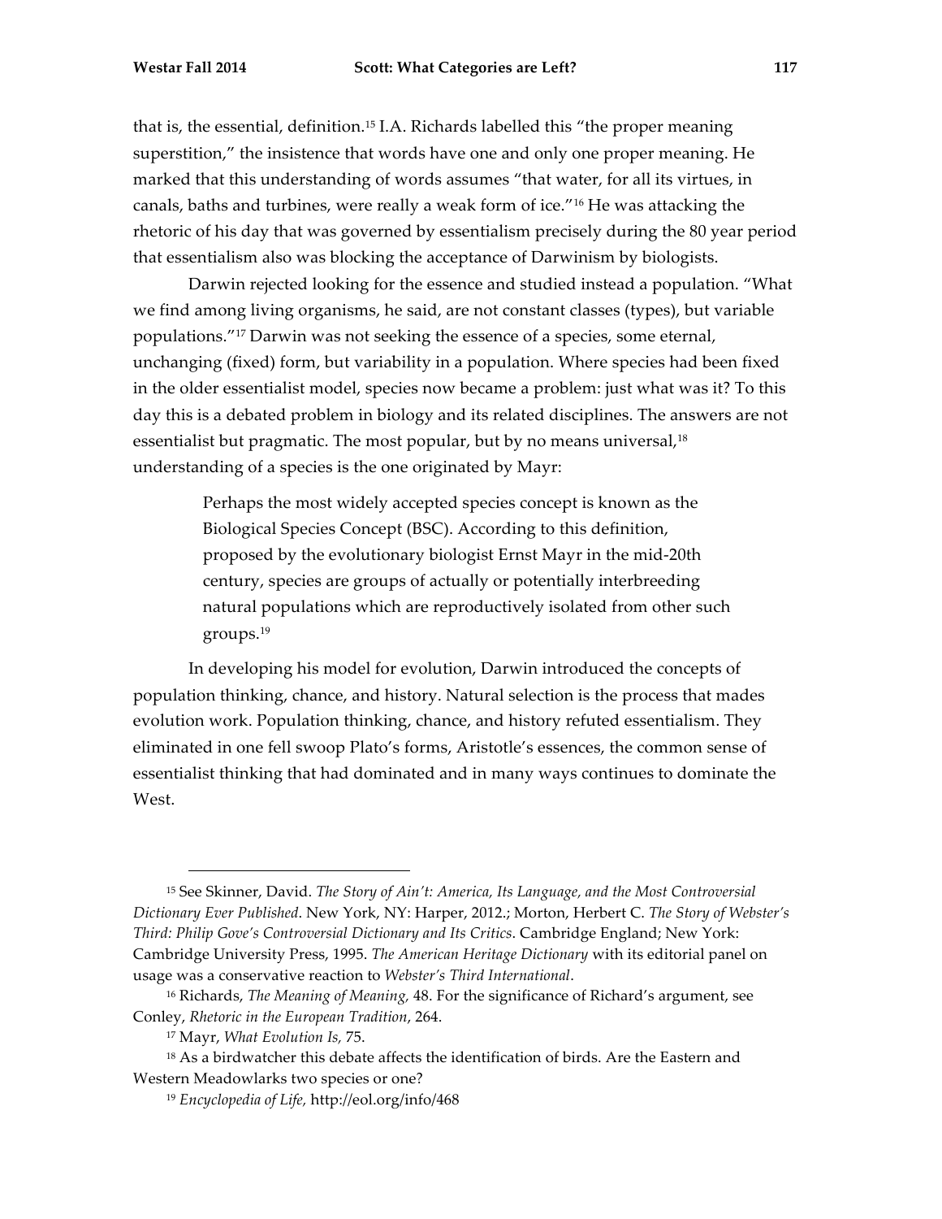that is, the essential, definition.[15] I.A. Richards labelled this "the proper meaning superstition," the insistence that words have one and only one proper meaning. He marked that this understanding of words assumes "that water, for all its virtues, in canals, baths and turbines, were really a weak form of ice."[16] He was attacking the rhetoric of his day that was governed by essentialism precisely during the 80 year period that essentialism also was blocking the acceptance of Darwinism by biologists.

Darwin rejected looking for the essence and studied instead a population. "What we find among living organisms, he said, are not constant classes (types), but variable populations."[17] Darwin was not seeking the essence of a species, some eternal, unchanging (fixed) form, but variability in a population. Where species had been fixed in the older essentialist model, species now became a problem: just what was it? To this day this is a debated problem in biology and its related disciplines. The answers are not essentialist but pragmatic. The most popular, but by no means universal,[18] understanding of a species is the one originated by Mayr:

> Perhaps the most widely accepted species concept is known as the Biological Species Concept (BSC). According to this definition, proposed by the evolutionary biologist Ernst Mayr in the mid-20th century, species are groups of actually or potentially interbreeding natural populations which are reproductively isolated from other such groups.[19]

In developing his model for evolution, Darwin introduced the concepts of population thinking, chance, and history. Natural selection is the process that mades evolution work. Population thinking, chance, and history refuted essentialism. They eliminated in one fell swoop Plato's forms, Aristotle's essences, the common sense of essentialist thinking that had dominated and in many ways continues to dominate the West.

---

[15] See Skinner, David. *The Story of Ain't: America, Its Language, and the Most Controversial Dictionary Ever Published*. New York, NY: Harper, 2012.; Morton, Herbert C. *The Story of Webster's Third: Philip Gove's Controversial Dictionary and Its Critics*. Cambridge England; New York: Cambridge University Press, 1995. *The American Heritage Dictionary* with its editorial panel on usage was a conservative reaction to *Webster's Third International*.

[16] Richards, *The Meaning of Meaning,* 48. For the significance of Richard's argument, see Conley, *Rhetoric in the European Tradition*, 264.

[17] Mayr, *What Evolution Is,* 75.

[18] As a birdwatcher this debate affects the identification of birds. Are the Eastern and Western Meadowlarks two species or one?

[19] *Encyclopedia of Life,* http://eol.org/info/468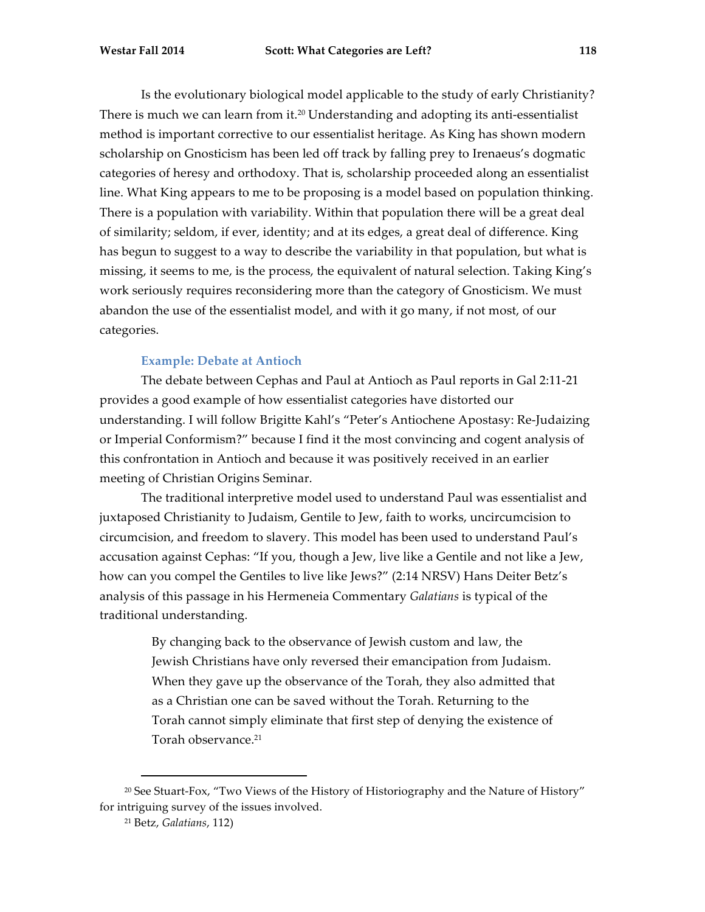Is the evolutionary biological model applicable to the study of early Christianity? There is much we can learn from it.[20] Understanding and adopting its anti-essentialist method is important corrective to our essentialist heritage. As King has shown modern scholarship on Gnosticism has been led off track by falling prey to Irenaeus's dogmatic categories of heresy and orthodoxy. That is, scholarship proceeded along an essentialist line. What King appears to me to be proposing is a model based on population thinking. There is a population with variability. Within that population there will be a great deal of similarity; seldom, if ever, identity; and at its edges, a great deal of difference. King has begun to suggest to a way to describe the variability in that population, but what is missing, it seems to me, is the process, the equivalent of natural selection. Taking King's work seriously requires reconsidering more than the category of Gnosticism. We must abandon the use of the essentialist model, and with it go many, if not most, of our categories.

### Example: Debate at Antioch

The debate between Cephas and Paul at Antioch as Paul reports in Gal 2:11-21 provides a good example of how essentialist categories have distorted our understanding. I will follow Brigitte Kahl's "Peter's Antiochene Apostasy: Re-Judaizing or Imperial Conformism?" because I find it the most convincing and cogent analysis of this confrontation in Antioch and because it was positively received in an earlier meeting of Christian Origins Seminar.

The traditional interpretive model used to understand Paul was essentialist and juxtaposed Christianity to Judaism, Gentile to Jew, faith to works, uncircumcision to circumcision, and freedom to slavery. This model has been used to understand Paul's accusation against Cephas: "If you, though a Jew, live like a Gentile and not like a Jew, how can you compel the Gentiles to live like Jews?" (2:14 NRSV) Hans Deiter Betz's analysis of this passage in his Hermeneia Commentary *Galatians* is typical of the traditional understanding.

> By changing back to the observance of Jewish custom and law, the Jewish Christians have only reversed their emancipation from Judaism. When they gave up the observance of the Torah, they also admitted that as a Christian one can be saved without the Torah. Returning to the Torah cannot simply eliminate that first step of denying the existence of Torah observance.[21]

---

[20] See Stuart-Fox, "Two Views of the History of Historiography and the Nature of History" for intriguing survey of the issues involved.

[21] Betz, *Galatians*, 112)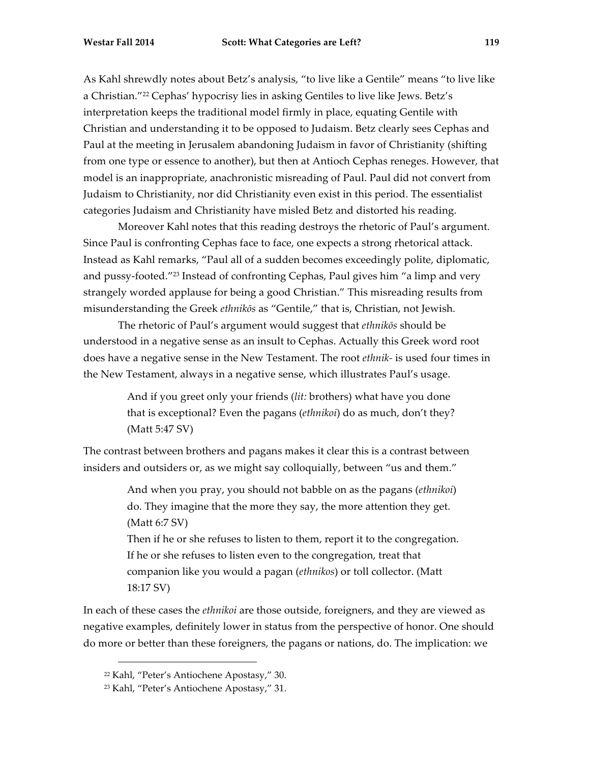As Kahl shrewdly notes about Betz's analysis, "to live like a Gentile" means "to live like a Christian."[22] Cephas' hypocrisy lies in asking Gentiles to live like Jews. Betz's interpretation keeps the traditional model firmly in place, equating Gentile with Christian and understanding it to be opposed to Judaism. Betz clearly sees Cephas and Paul at the meeting in Jerusalem abandoning Judaism in favor of Christianity (shifting from one type or essence to another), but then at Antioch Cephas reneges. However, that model is an inappropriate, anachronistic misreading of Paul. Paul did not convert from Judaism to Christianity, nor did Christianity even exist in this period. The essentialist categories Judaism and Christianity have misled Betz and distorted his reading.

Moreover Kahl notes that this reading destroys the rhetoric of Paul's argument. Since Paul is confronting Cephas face to face, one expects a strong rhetorical attack. Instead as Kahl remarks, "Paul all of a sudden becomes exceedingly polite, diplomatic, and pussy-footed."[23] Instead of confronting Cephas, Paul gives him "a limp and very strangely worded applause for being a good Christian." This misreading results from misunderstanding the Greek *ethnikōs* as "Gentile," that is, Christian, not Jewish.

The rhetoric of Paul's argument would suggest that *ethnikōs* should be understood in a negative sense as an insult to Cephas. Actually this Greek word root does have a negative sense in the New Testament. The root *ethnik-* is used four times in the New Testament, always in a negative sense, which illustrates Paul's usage.

> And if you greet only your friends (*lit:* brothers) what have you done that is exceptional? Even the pagans (*ethnikoi*) do as much, don't they? (Matt 5:47 SV)

The contrast between brothers and pagans makes it clear this is a contrast between insiders and outsiders or, as we might say colloquially, between "us and them."

> And when you pray, you should not babble on as the pagans (*ethnikoi*) do. They imagine that the more they say, the more attention they get. (Matt 6:7 SV)
>
> Then if he or she refuses to listen to them, report it to the congregation. If he or she refuses to listen even to the congregation, treat that companion like you would a pagan (*ethnikos*) or toll collector. (Matt 18:17 SV)

In each of these cases the *ethnikoi* are those outside, foreigners, and they are viewed as negative examples, definitely lower in status from the perspective of honor. One should do more or better than these foreigners, the pagans or nations, do. The implication: we

---

[22] Kahl, "Peter's Antiochene Apostasy," 30.

[23] Kahl, "Peter's Antiochene Apostasy," 31.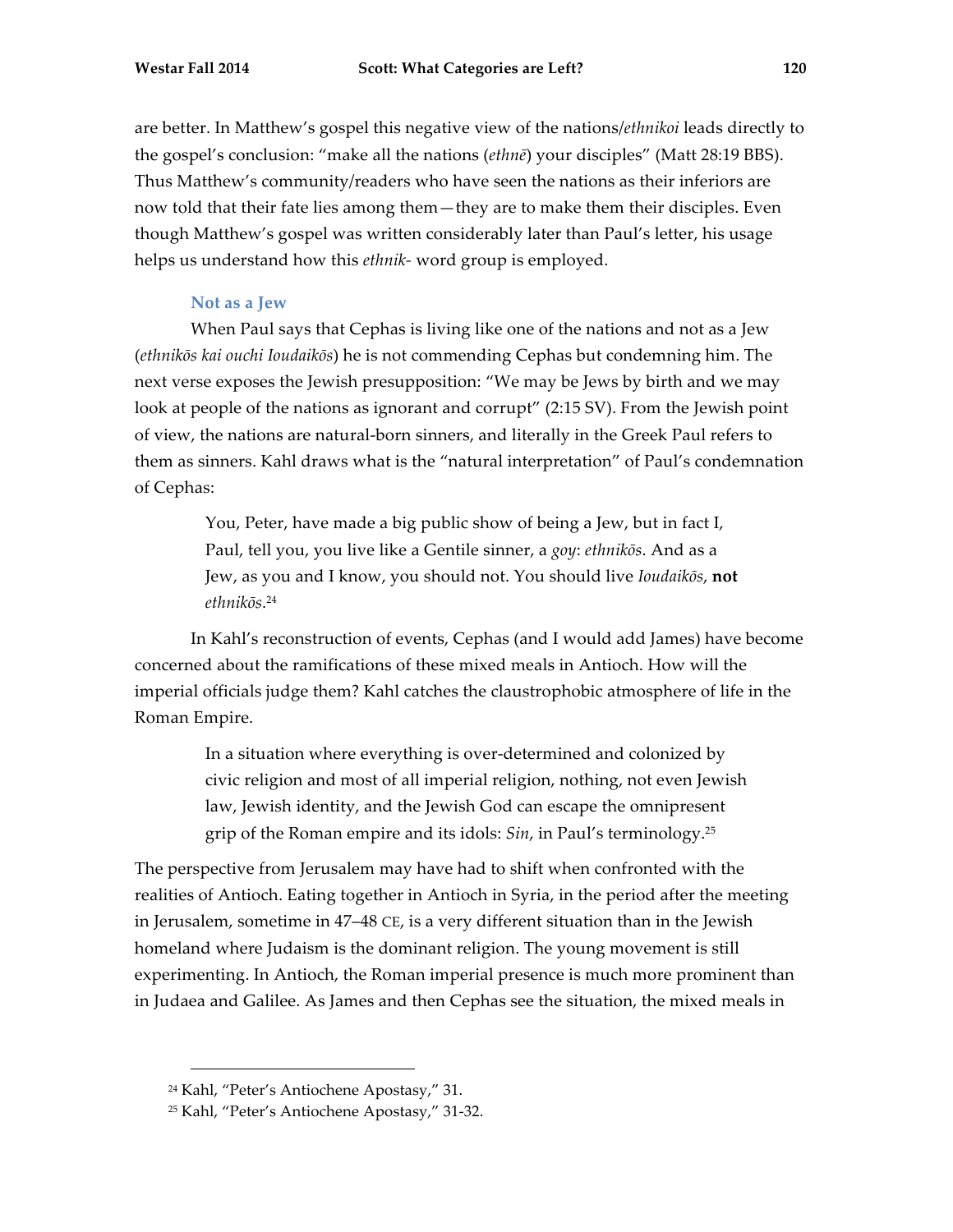are better. In Matthew's gospel this negative view of the nations/*ethnikoi* leads directly to the gospel's conclusion: "make all the nations (*ethnē*) your disciples" (Matt 28:19 BBS). Thus Matthew's community/readers who have seen the nations as their inferiors are now told that their fate lies among them—they are to make them their disciples. Even though Matthew's gospel was written considerably later than Paul's letter, his usage helps us understand how this *ethnik-* word group is employed.

### Not as a Jew

When Paul says that Cephas is living like one of the nations and not as a Jew (*ethnikōs kai ouchi Ioudaikōs*) he is not commending Cephas but condemning him. The next verse exposes the Jewish presupposition: "We may be Jews by birth and we may look at people of the nations as ignorant and corrupt" (2:15 SV). From the Jewish point of view, the nations are natural-born sinners, and literally in the Greek Paul refers to them as sinners. Kahl draws what is the "natural interpretation" of Paul's condemnation of Cephas:

> You, Peter, have made a big public show of being a Jew, but in fact I, Paul, tell you, you live like a Gentile sinner, a *goy*: *ethnikōs*. And as a Jew, as you and I know, you should not. You should live *Ioudaikōs*, **not** *ethnikōs*.[24]

In Kahl's reconstruction of events, Cephas (and I would add James) have become concerned about the ramifications of these mixed meals in Antioch. How will the imperial officials judge them? Kahl catches the claustrophobic atmosphere of life in the Roman Empire.

> In a situation where everything is over-determined and colonized by civic religion and most of all imperial religion, nothing, not even Jewish law, Jewish identity, and the Jewish God can escape the omnipresent grip of the Roman empire and its idols: *Sin*, in Paul's terminology.[25]

The perspective from Jerusalem may have had to shift when confronted with the realities of Antioch. Eating together in Antioch in Syria, in the period after the meeting in Jerusalem, sometime in 47–48 CE, is a very different situation than in the Jewish homeland where Judaism is the dominant religion. The young movement is still experimenting. In Antioch, the Roman imperial presence is much more prominent than in Judaea and Galilee. As James and then Cephas see the situation, the mixed meals in

---

[24] Kahl, "Peter's Antiochene Apostasy," 31.

[25] Kahl, "Peter's Antiochene Apostasy," 31-32.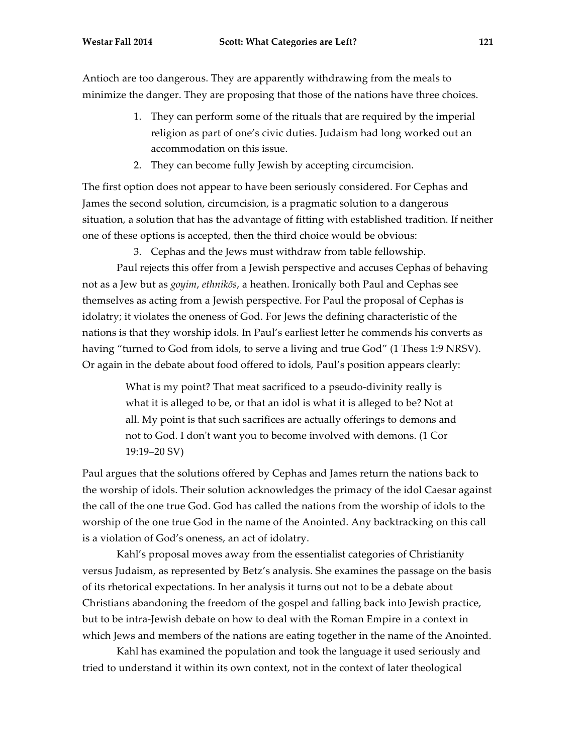Antioch are too dangerous. They are apparently withdrawing from the meals to minimize the danger. They are proposing that those of the nations have three choices.

1. They can perform some of the rituals that are required by the imperial religion as part of one's civic duties. Judaism had long worked out an accommodation on this issue.
2. They can become fully Jewish by accepting circumcision.

The first option does not appear to have been seriously considered. For Cephas and James the second solution, circumcision, is a pragmatic solution to a dangerous situation, a solution that has the advantage of fitting with established tradition. If neither one of these options is accepted, then the third choice would be obvious:

3. Cephas and the Jews must withdraw from table fellowship.

Paul rejects this offer from a Jewish perspective and accuses Cephas of behaving not as a Jew but as *goyim*, *ethnikōs*, a heathen. Ironically both Paul and Cephas see themselves as acting from a Jewish perspective. For Paul the proposal of Cephas is idolatry; it violates the oneness of God. For Jews the defining characteristic of the nations is that they worship idols. In Paul's earliest letter he commends his converts as having "turned to God from idols, to serve a living and true God" (1 Thess 1:9 NRSV). Or again in the debate about food offered to idols, Paul's position appears clearly:

> What is my point? That meat sacrificed to a pseudo-divinity really is what it is alleged to be, or that an idol is what it is alleged to be? Not at all. My point is that such sacrifices are actually offerings to demons and not to God. I don't want you to become involved with demons. (1 Cor 19:19–20 SV)

Paul argues that the solutions offered by Cephas and James return the nations back to the worship of idols. Their solution acknowledges the primacy of the idol Caesar against the call of the one true God. God has called the nations from the worship of idols to the worship of the one true God in the name of the Anointed. Any backtracking on this call is a violation of God's oneness, an act of idolatry.

Kahl's proposal moves away from the essentialist categories of Christianity versus Judaism, as represented by Betz's analysis. She examines the passage on the basis of its rhetorical expectations. In her analysis it turns out not to be a debate about Christians abandoning the freedom of the gospel and falling back into Jewish practice, but to be intra-Jewish debate on how to deal with the Roman Empire in a context in which Jews and members of the nations are eating together in the name of the Anointed.

Kahl has examined the population and took the language it used seriously and tried to understand it within its own context, not in the context of later theological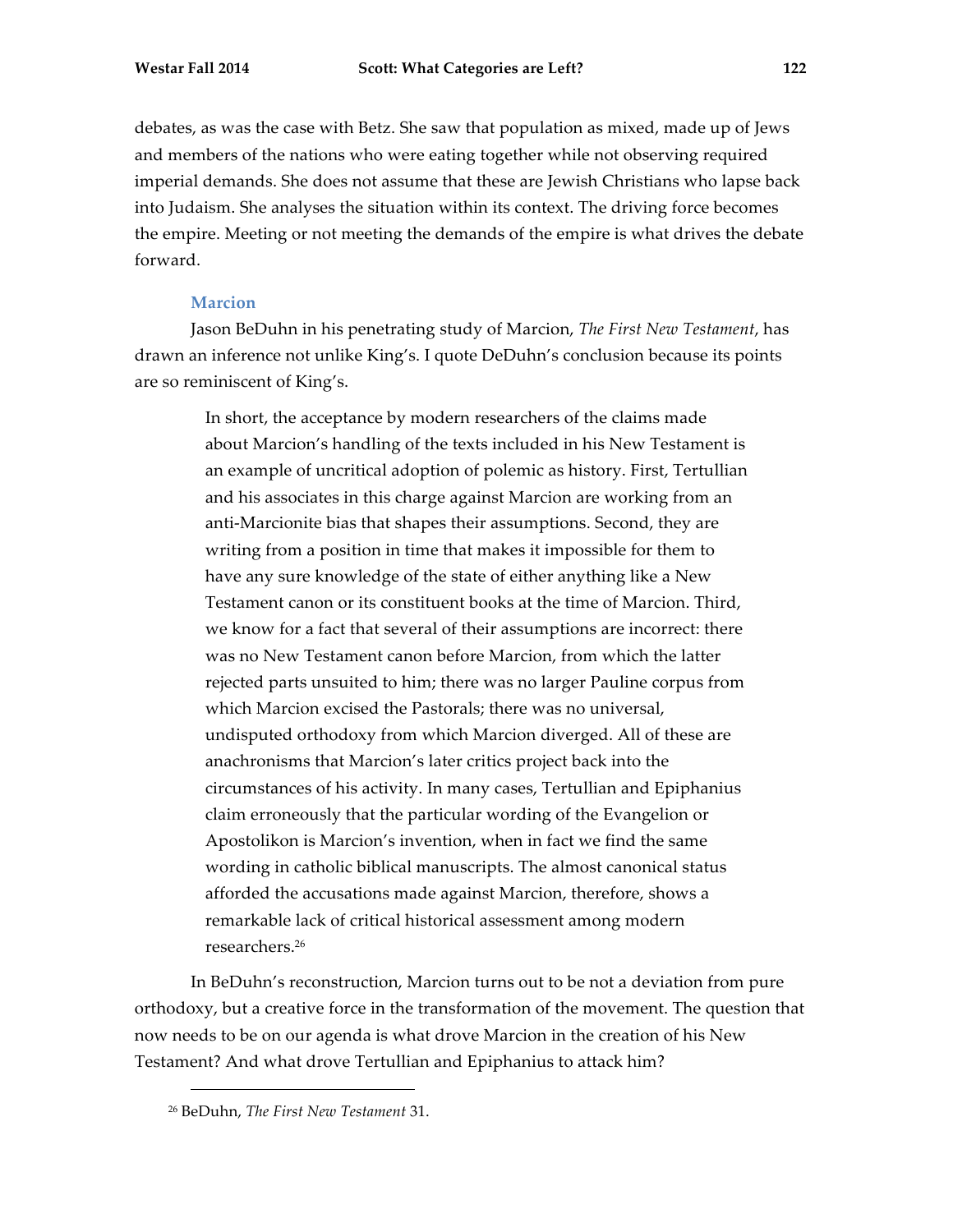debates, as was the case with Betz. She saw that population as mixed, made up of Jews and members of the nations who were eating together while not observing required imperial demands. She does not assume that these are Jewish Christians who lapse back into Judaism. She analyses the situation within its context. The driving force becomes the empire. Meeting or not meeting the demands of the empire is what drives the debate forward.

### Marcion

Jason BeDuhn in his penetrating study of Marcion, *The First New Testament*, has drawn an inference not unlike King's. I quote DeDuhn's conclusion because its points are so reminiscent of King's.

> In short, the acceptance by modern researchers of the claims made about Marcion's handling of the texts included in his New Testament is an example of uncritical adoption of polemic as history. First, Tertullian and his associates in this charge against Marcion are working from an anti-Marcionite bias that shapes their assumptions. Second, they are writing from a position in time that makes it impossible for them to have any sure knowledge of the state of either anything like a New Testament canon or its constituent books at the time of Marcion. Third, we know for a fact that several of their assumptions are incorrect: there was no New Testament canon before Marcion, from which the latter rejected parts unsuited to him; there was no larger Pauline corpus from which Marcion excised the Pastorals; there was no universal, undisputed orthodoxy from which Marcion diverged. All of these are anachronisms that Marcion's later critics project back into the circumstances of his activity. In many cases, Tertullian and Epiphanius claim erroneously that the particular wording of the Evangelion or Apostolikon is Marcion's invention, when in fact we find the same wording in catholic biblical manuscripts. The almost canonical status afforded the accusations made against Marcion, therefore, shows a remarkable lack of critical historical assessment among modern researchers.[26]

In BeDuhn's reconstruction, Marcion turns out to be not a deviation from pure orthodoxy, but a creative force in the transformation of the movement. The question that now needs to be on our agenda is what drove Marcion in the creation of his New Testament? And what drove Tertullian and Epiphanius to attack him?

---

[26] BeDuhn, *The First New Testament* 31.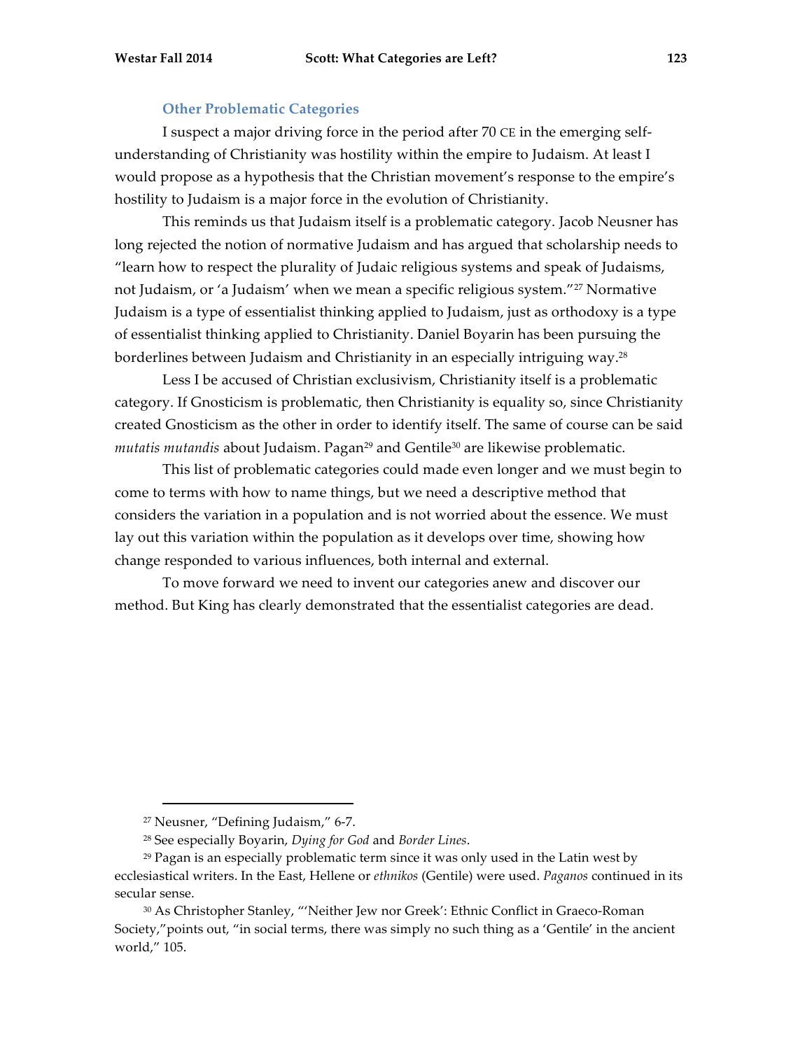### Other Problematic Categories

I suspect a major driving force in the period after 70 CE in the emerging self-understanding of Christianity was hostility within the empire to Judaism. At least I would propose as a hypothesis that the Christian movement's response to the empire's hostility to Judaism is a major force in the evolution of Christianity.

This reminds us that Judaism itself is a problematic category. Jacob Neusner has long rejected the notion of normative Judaism and has argued that scholarship needs to "learn how to respect the plurality of Judaic religious systems and speak of Judaisms, not Judaism, or 'a Judaism' when we mean a specific religious system."[27] Normative Judaism is a type of essentialist thinking applied to Judaism, just as orthodoxy is a type of essentialist thinking applied to Christianity. Daniel Boyarin has been pursuing the borderlines between Judaism and Christianity in an especially intriguing way.[28]

Less I be accused of Christian exclusivism, Christianity itself is a problematic category. If Gnosticism is problematic, then Christianity is equality so, since Christianity created Gnosticism as the other in order to identify itself. The same of course can be said *mutatis mutandis* about Judaism. Pagan[29] and Gentile[30] are likewise problematic.

This list of problematic categories could made even longer and we must begin to come to terms with how to name things, but we need a descriptive method that considers the variation in a population and is not worried about the essence. We must lay out this variation within the population as it develops over time, showing how change responded to various influences, both internal and external.

To move forward we need to invent our categories anew and discover our method. But King has clearly demonstrated that the essentialist categories are dead.

---

[27] Neusner, "Defining Judaism," 6-7.

[28] See especially Boyarin, *Dying for God* and *Border Lines*.

[29] Pagan is an especially problematic term since it was only used in the Latin west by ecclesiastical writers. In the East, Hellene or *ethnikos* (Gentile) were used. *Paganos* continued in its secular sense.

[30] As Christopher Stanley, "'Neither Jew nor Greek': Ethnic Conflict in Graeco-Roman Society,"points out, "in social terms, there was simply no such thing as a 'Gentile' in the ancient world," 105.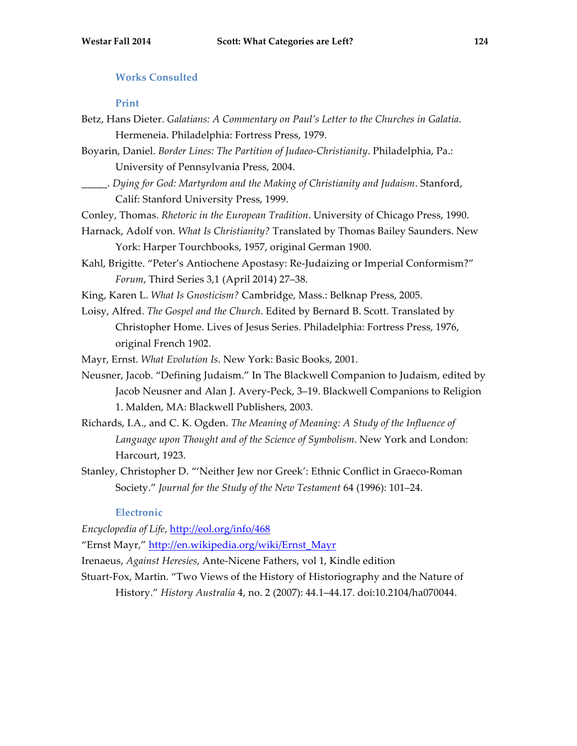## Works Consulted

### Print

Betz, Hans Dieter. *Galatians: A Commentary on Paul's Letter to the Churches in Galatia*. Hermeneia. Philadelphia: Fortress Press, 1979.

Boyarin, Daniel. *Border Lines: The Partition of Judaeo-Christianity*. Philadelphia, Pa.: University of Pennsylvania Press, 2004.

_____. *Dying for God: Martyrdom and the Making of Christianity and Judaism*. Stanford, Calif: Stanford University Press, 1999.

Conley, Thomas. *Rhetoric in the European Tradition*. University of Chicago Press, 1990.

Harnack, Adolf von. *What Is Christianity?* Translated by Thomas Bailey Saunders. New York: Harper Tourchbooks, 1957, original German 1900.

Kahl, Brigitte. "Peter's Antiochene Apostasy: Re-Judaizing or Imperial Conformism?" *Forum*, Third Series 3,1 (April 2014) 27–38.

King, Karen L. *What Is Gnosticism?* Cambridge, Mass.: Belknap Press, 2005.

Loisy, Alfred. *The Gospel and the Church*. Edited by Bernard B. Scott. Translated by Christopher Home. Lives of Jesus Series. Philadelphia: Fortress Press, 1976, original French 1902.

Mayr, Ernst. *What Evolution Is*. New York: Basic Books, 2001.

Neusner, Jacob. "Defining Judaism." In The Blackwell Companion to Judaism, edited by Jacob Neusner and Alan J. Avery-Peck, 3–19. Blackwell Companions to Religion 1. Malden, MA: Blackwell Publishers, 2003.

Richards, I.A., and C. K. Ogden. *The Meaning of Meaning: A Study of the Influence of Language upon Thought and of the Science of Symbolism*. New York and London: Harcourt, 1923.

Stanley, Christopher D. "'Neither Jew nor Greek': Ethnic Conflict in Graeco-Roman Society." *Journal for the Study of the New Testament* 64 (1996): 101–24.

### Electronic

*Encyclopedia of Life*, http://eol.org/info/468

"Ernst Mayr," http://en.wikipedia.org/wiki/Ernst_Mayr

Irenaeus, *Against Heresies*, Ante-Nicene Fathers, vol 1, Kindle edition

Stuart-Fox, Martin. "Two Views of the History of Historiography and the Nature of History." *History Australia* 4, no. 2 (2007): 44.1–44.17. doi:10.2104/ha070044.